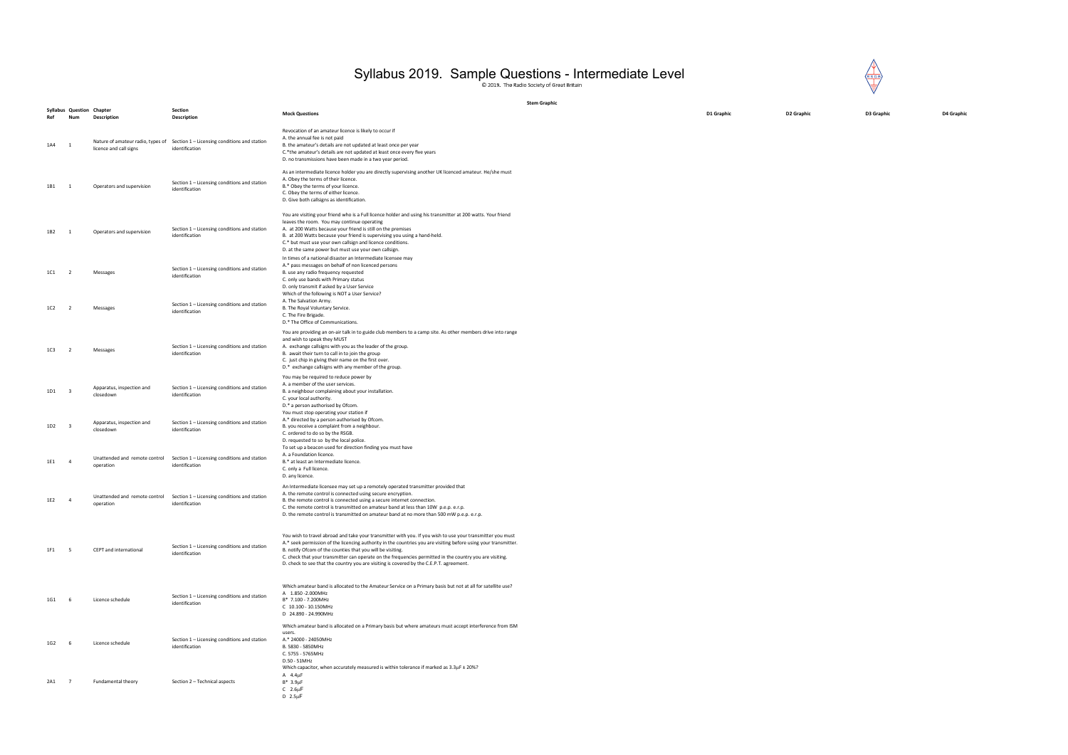# Syllabus 2019. Sample Questions - Intermediate Level

© 2019. The Radio Society of Great Britain

| Syllabus Ref | Question Num | Chapter Description | Section Description | Mock Questions | Stem Graphic | D1 Graphic | D2 Graphic | D3 Graphic | D4 Graphic |
|---|---|---|---|---|---|---|---|---|---|
| 1A4 | 1 | Nature of amateur radio, types of licence and call signs | Section 1 – Licensing conditions and station identification | Revocation of an amateur licence is likely to occur if<br>A. the annual fee is not paid<br>B. the amateur's details are not updated at least once per year<br>C.*the amateur's details are not updated at least once every five years<br>D. no transmissions have been made in a two year period. | | | | | |
| 1B1 | 1 | Operators and supervision | Section 1 – Licensing conditions and station identification | As an intermediate licence holder you are directly supervising another UK licenced amateur. He/she must<br>A. Obey the terms of their licence.<br>B.* Obey the terms of your licence.<br>C. Obey the terms of either licence.<br>D. Give both callsigns as identification. | | | | | |
| 1B2 | 1 | Operators and supervision | Section 1 – Licensing conditions and station identification | You are visiting your friend who is a Full licence holder and using his transmitter at 200 watts. Your friend leaves the room. You may continue operating<br>A. at 200 Watts because your friend is still on the premises<br>B. at 200 Watts because your friend is supervising you using a hand-held.<br>C.* but must use your own callsign and licence conditions.<br>D. at the same power but must use your own callsign. | | | | | |
| 1C1 | 2 | Messages | Section 1 – Licensing conditions and station identification | In times of a national disaster an Intermediate licensee may<br>A.* pass messages on behalf of non licenced persons<br>B. use any radio frequency requested<br>C. only use bands with Primary status<br>D. only transmit if asked by a User Service | | | | | |
| 1C2 | 2 | Messages | Section 1 – Licensing conditions and station identification | Which of the following is NOT a User Service?<br>A. The Salvation Army.<br>B. The Royal Voluntary Service.<br>C. The Fire Brigade.<br>D.* The Office of Communications. | | | | | |
| 1C3 | 2 | Messages | Section 1 – Licensing conditions and station identification | You are providing an on-air talk in to guide club members to a camp site. As other members drive into range and wish to speak they MUST<br>A. exchange callsigns with you as the leader of the group.<br>B. await their turn to call in to join the group<br>C. just chip in giving their name on the first over.<br>D.* exchange callsigns with any member of the group. | | | | | |
| 1D1 | 3 | Apparatus, inspection and closedown | Section 1 – Licensing conditions and station identification | You may be required to reduce power by<br>A. a member of the user services.<br>B. a neighbour complaining about your installation.<br>C. your local authority.<br>D.* a person authorised by Ofcom. | | | | | |
| 1D2 | 3 | Apparatus, inspection and closedown | Section 1 – Licensing conditions and station identification | You must stop operating your station if<br>A.* directed by a person authorised by Ofcom.<br>B. you receive a complaint from a neighbour.<br>C. ordered to do so by the RSGB.<br>D. requested to so by the local police. | | | | | |
| 1E1 | 4 | Unattended and remote control operation | Section 1 – Licensing conditions and station identification | To set up a beacon used for direction finding you must have<br>A. a Foundation licence.<br>B.* at least an Intermediate licence.<br>C. only a Full licence.<br>D. any licence. | | | | | |
| 1E2 | 4 | Unattended and remote control operation | Section 1 – Licensing conditions and station identification | An Intermediate licensee may set up a remotely operated transmitter provided that<br>A. the remote control is connected using secure encryption.<br>B. the remote control is connected using a secure internet connection.<br>C. the remote control is transmitted on amateur band at less than 10W p.e.p. e.r.p.<br>D. the remote control is transmitted on amateur band at no more than 500 mW p.e.p. e.r.p. | | | | | |
| 1F1 | 5 | CEPT and international | Section 1 – Licensing conditions and station identification | You wish to travel abroad and take your transmitter with you. If you wish to use your transmitter you must<br>A.* seek permission of the licencing authority in the countries you are visiting before using your transmitter.<br>B. notify Ofcom of the counties that you will be visiting.<br>C. check that your transmitter can operate on the frequencies permitted in the country you are visiting.<br>D. check to see that the country you are visiting is covered by the C.E.P.T. agreement. | | | | | |
| 1G1 | 6 | Licence schedule | Section 1 – Licensing conditions and station identification | Which amateur band is allocated to the Amateur Service on a Primary basis but not at all for satellite use?<br>A 1.850 -2.000MHz<br>B* 7.100 - 7.200MHz<br>C 10.100 - 10.150MHz<br>D 24.890 - 24.990MHz | | | | | |
| 1G2 | 6 | Licence schedule | Section 1 – Licensing conditions and station identification | Which amateur band is allocated on a Primary basis but where amateurs must accept interference from ISM users.<br>A.* 24000 - 24050MHz<br>B. 5830 - 5850MHz<br>C. 5755 - 5765MHz<br>D.50 - 51MHz | | | | | |
| 2A1 | 7 | Fundamental theory | Section 2 – Technical aspects | Which capacitor, when accurately measured is within tolerance if marked as 3.3μF ± 20%?<br>A 4.4μF<br>B* 3.9μF<br>C 2.6μF<br>D 2.5μF | | | | | |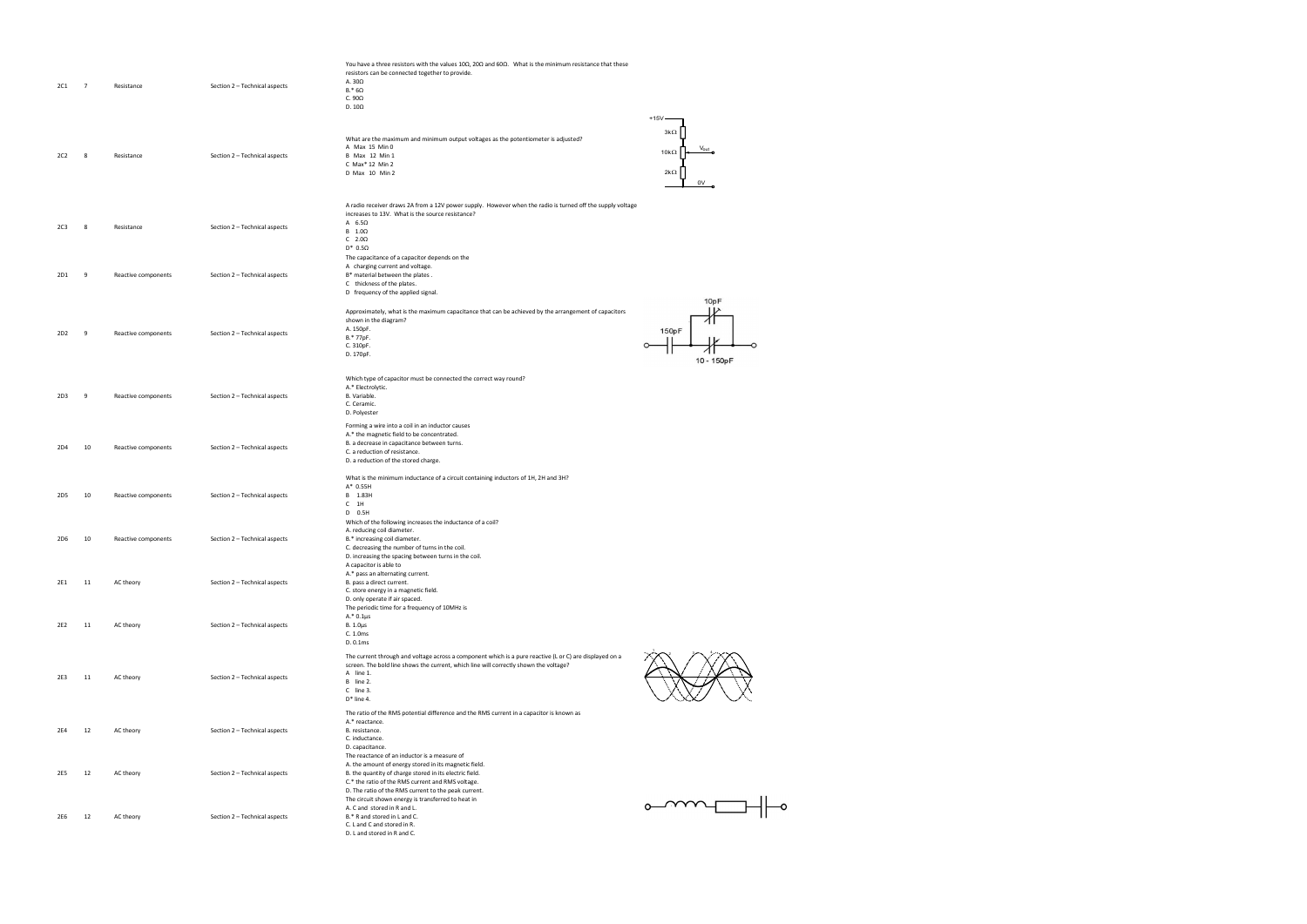| | | | | |
|---|---|---|---|---|
| 2C1 | 7 | Resistance | Section 2 – Technical aspects | You have a three resistors with the values 10Ω, 20Ω and 60Ω. What is the minimum resistance that these resistors can be connected together to provide.<br>A. 30Ω<br>B.* 6Ω<br>C. 90Ω<br>D. 10Ω |
| 2C2 | 8 | Resistance | Section 2 – Technical aspects | What are the maximum and minimum output voltages as the potentiometer is adjusted?<br>A Max 15 Min 0<br>B Max 12 Min 1<br>C Max* 12 Min 2<br>D Max 10 Min 2<br>(Diagram: +15V, 3kΩ, 10kΩ, $V_{out}$, 2kΩ, 0V) |
| 2C3 | 8 | Resistance | Section 2 – Technical aspects | A radio receiver draws 2A from a 12V power supply. However when the radio is turned off the supply voltage increases to 13V. What is the source resistance?<br>A 6.5Ω<br>B 1.0Ω<br>C 2.0Ω<br>D* 0.5Ω |
| 2D1 | 9 | Reactive components | Section 2 – Technical aspects | The capacitance of a capacitor depends on the<br>A charging current and voltage.<br>B* material between the plates .<br>C thickness of the plates.<br>D frequency of the applied signal. |
| 2D2 | 9 | Reactive components | Section 2 – Technical aspects | Approximately, what is the maximum capacitance that can be achieved by the arrangement of capacitors shown in the diagram?<br>A. 150pF.<br>B.* 77pF.<br>C. 310pF.<br>D. 170pF.<br>(Diagram: 150pF, 10pF, 10 - 150pF) |
| 2D3 | 9 | Reactive components | Section 2 – Technical aspects | Which type of capacitor must be connected the correct way round?<br>A.* Electrolytic.<br>B. Variable.<br>C. Ceramic.<br>D. Polyester |
| 2D4 | 10 | Reactive components | Section 2 – Technical aspects | Forming a wire into a coil in an inductor causes<br>A.* the magnetic field to be concentrated.<br>B. a decrease in capacitance between turns.<br>C. a reduction of resistance.<br>D. a reduction of the stored charge. |
| 2D5 | 10 | Reactive components | Section 2 – Technical aspects | What is the minimum inductance of a circuit containing inductors of 1H, 2H and 3H?<br>A* 0.55H<br>B 1.83H<br>C 1H<br>D 0.5H |
| 2D6 | 10 | Reactive components | Section 2 – Technical aspects | Which of the following increases the inductance of a coil?<br>A. reducing coil diameter.<br>B.* increasing coil diameter.<br>C. decreasing the number of turns in the coil.<br>D. increasing the spacing between turns in the coil. |
| 2E1 | 11 | AC theory | Section 2 – Technical aspects | A capacitor is able to<br>A.* pass an alternating current.<br>B. pass a direct current.<br>C. store energy in a magnetic field.<br>D. only operate if air spaced. |
| 2E2 | 11 | AC theory | Section 2 – Technical aspects | The periodic time for a frequency of 10MHz is<br>A.* 0.1µs<br>B. 1.0µs<br>C. 1.0ms<br>D. 0.1ms |
| 2E3 | 11 | AC theory | Section 2 – Technical aspects | The current through and voltage across a component which is a pure reactive (L or C) are displayed on a screen. The bold line shows the current, which line will correctly shown the voltage?<br>A line 1.<br>B line 2.<br>C line 3.<br>D* line 4. |
| 2E4 | 12 | AC theory | Section 2 – Technical aspects | The ratio of the RMS potential difference and the RMS current in a capacitor is known as<br>A.* reactance.<br>B. resistance.<br>C. inductance.<br>D. capacitance. |
| 2E5 | 12 | AC theory | Section 2 – Technical aspects | The reactance of an inductor is a measure of<br>A. the amount of energy stored in its magnetic field.<br>B. the quantity of charge stored in its electric field.<br>C.* the ratio of the RMS current and RMS voltage.<br>D. The ratio of the RMS current to the peak current. |
| 2E6 | 12 | AC theory | Section 2 – Technical aspects | The circuit shown energy is transferred to heat in<br>A. C and stored in R and L.<br>B.* R and stored in L and C.<br>C. L and C and stored in R.<br>D. L and stored in R and C. |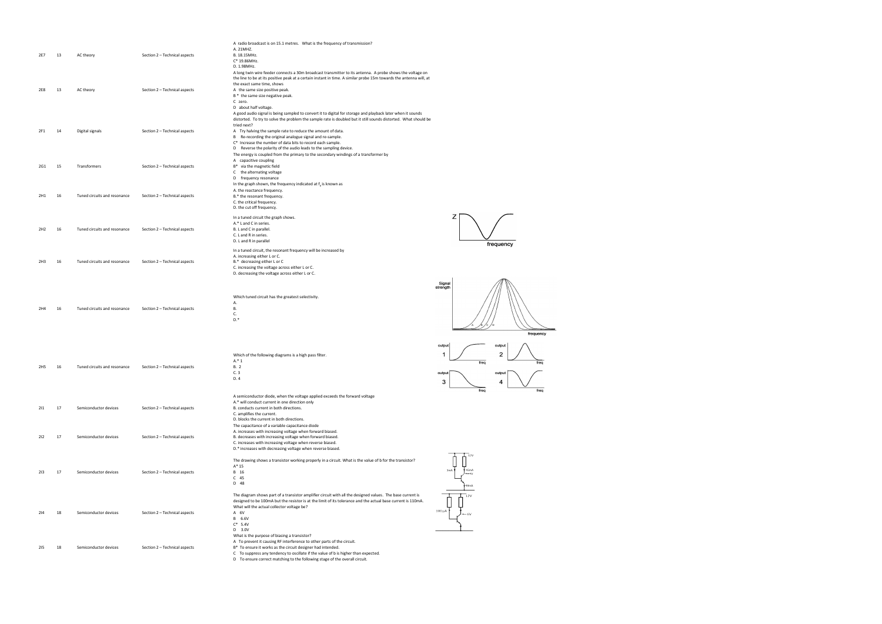| | | | | |
|---|---|---|---|---|
| 2E7 | 13 | AC theory | Section 2 – Technical aspects | A radio broadcast is on 15.1 metres. What is the frequency of transmission?<br>A. 21MHZ.<br>B. 18.15MHz.<br>C* 19.86MHz.<br>D. 1.98MHz. |
| 2E8 | 13 | AC theory | Section 2 – Technical aspects | A long twin wire feeder connects a 30m broadcast transmitter to its antenna. A probe shows the voltage on the line to be at its positive peak at a certain instant in time. A similar probe 15m towards the antenna will, at the exact same time, shows<br>A the same size positive peak.<br>B * the same size negative peak.<br>C zero.<br>D about half voltage. |
| 2F1 | 14 | Digital signals | Section 2 – Technical aspects | A good audio signal is being sampled to convert it to digital for storage and playback later when it sounds distorted. To try to solve the problem the sample rate is doubled but it still sounds distorted. What should be tried next?<br>A Try halving the sample rate to reduce the amount of data.<br>B Re-recording the original analogue signal and re-sample.<br>C* Increase the number of data bits to record each sample.<br>D Reverse the polarity of the audio leads to the sampling device. |
| 2G1 | 15 | Transformers | Section 2 – Technical aspects | The energy is coupled from the primary to the secondary windings of a transformer by<br>A capacitive coupling<br>B* via the magnetic field<br>C the alternating voltage<br>D frequency resonance |
| 2H1 | 16 | Tuned circuits and resonance | Section 2 – Technical aspects | In the graph shown, the frequency indicated at $f_o$ is known as<br>A. the reactance frequency.<br>B.* the resonant frequency.<br>C. the critical frequency.<br>D. the cut off frequency. |
| 2H2 | 16 | Tuned circuits and resonance | Section 2 – Technical aspects | In a tuned circuit the graph shows.<br>A.* L and C in series.<br>B. L and C in parallel.<br>C. L and R in series.<br>D. L and R in parallel |
| 2H3 | 16 | Tuned circuits and resonance | Section 2 – Technical aspects | In a tuned circuit, the resonant frequency will be increased by<br>A. increasing either L or C.<br>B.* decreasing either L or C<br>C. increasing the voltage across either L or C.<br>D. decreasing the voltage across either L or C. |
| 2H4 | 16 | Tuned circuits and resonance | Section 2 – Technical aspects | Which tuned circuit has the greatest selectivity.<br>A.<br>B.<br>C.<br>D.* |
| 2H5 | 16 | Tuned circuits and resonance | Section 2 – Technical aspects | Which of the following diagrams is a high pass filter.<br>A.* 1<br>B. 2<br>C. 3<br>D. 4 |
| 2I1 | 17 | Semiconductor devices | Section 2 – Technical aspects | A semiconductor diode, when the voltage applied exceeds the forward voltage<br>A.* will conduct current in one direction only<br>B. conducts current in both directions.<br>C. amplifies the current.<br>D. blocks the current in both directions. |
| 2I2 | 17 | Semiconductor devices | Section 2 – Technical aspects | The capacitance of a variable capacitance diode<br>A. increases with increasing voltage when forward biased.<br>B. decreases with increasing voltage when forward biased.<br>C. increases with increasing voltage when reverse biased.<br>D.* increases with decreasing voltage when reverse biased. |
| 2I3 | 17 | Semiconductor devices | Section 2 – Technical aspects | The drawing shows a transistor working properly in a circuit. What is the value of b for the transistor?<br>A* 15<br>B 16<br>C 45<br>D 48 |
| 2I4 | 18 | Semiconductor devices | Section 2 – Technical aspects | The diagram shows part of a transistor amplifier circuit with all the designed values. The base current is designed to be 100mA but the resistor is at the limit of its tolerance and the actual base current is 110mA. What will the actual collector voltage be?<br>A 6V<br>B 6.6V<br>C* 5.4V<br>D 3.0V |
| 2I5 | 18 | Semiconductor devices | Section 2 – Technical aspects | What is the purpose of biasing a transistor?<br>A To prevent it causing RF interference to other parts of the circuit.<br>B* To ensure it works as the circuit designer had intended.<br>C To suppress any tendency to oscillate if the value of b is higher than expected.<br>D To ensure correct matching to the following stage of the overall circuit. |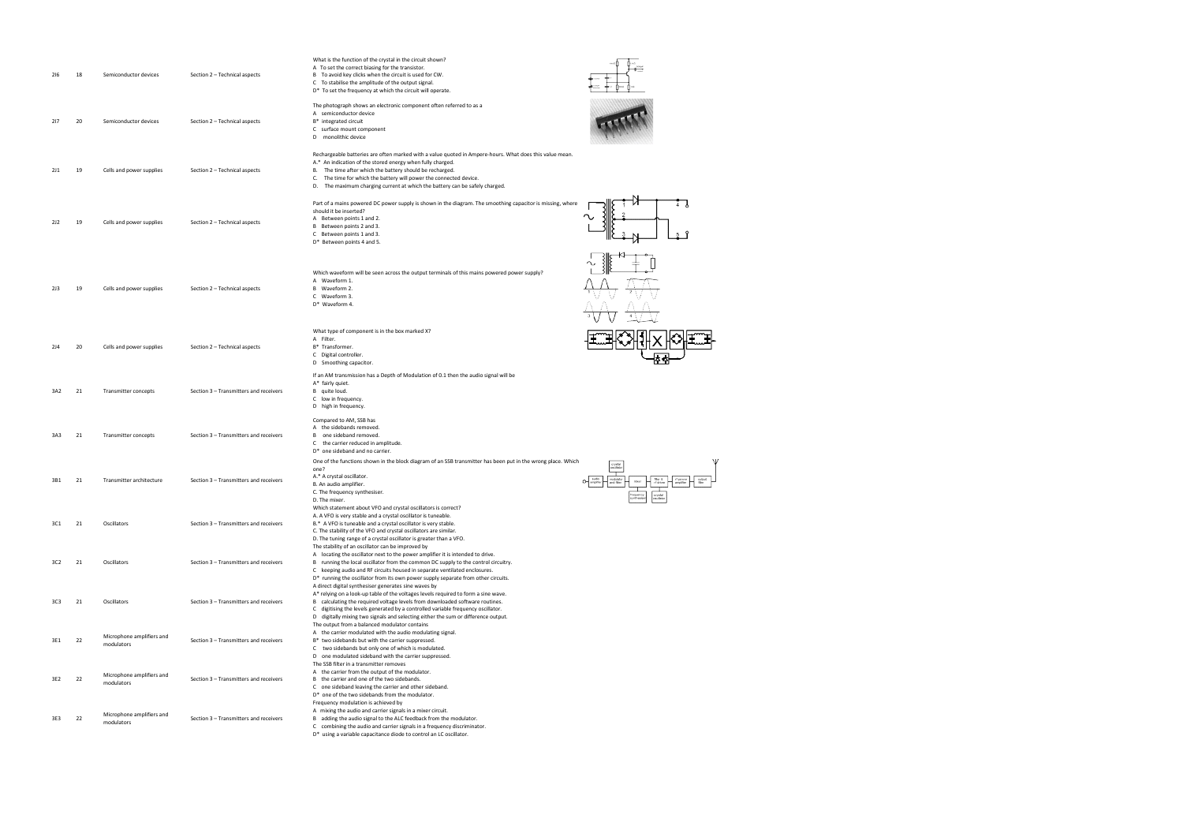| | | | | |
|---|---|---|---|---|
| 2I6 | 18 | Semiconductor devices | Section 2 – Technical aspects | What is the function of the crystal in the circuit shown?<br>A To set the correct biasing for the transistor.<br>B To avoid key clicks when the circuit is used for CW.<br>C To stabilise the amplitude of the output signal.<br>D* To set the frequency at which the circuit will operate. |
| 2I7 | 20 | Semiconductor devices | Section 2 – Technical aspects | The photograph shows an electronic component often referred to as a<br>A semiconductor device<br>B* integrated circuit<br>C surface mount component<br>D monolithic device |
| 2J1 | 19 | Cells and power supplies | Section 2 – Technical aspects | Rechargeable batteries are often marked with a value quoted in Ampere-hours. What does this value mean.<br>A.* An indication of the stored energy when fully charged.<br>B. The time after which the battery should be recharged.<br>C. The time for which the battery will power the connected device.<br>D. The maximum charging current at which the battery can be safely charged. |
| 2J2 | 19 | Cells and power supplies | Section 2 – Technical aspects | Part of a mains powered DC power supply is shown in the diagram. The smoothing capacitor is missing, where should it be inserted?<br>A Between points 1 and 2.<br>B Between points 2 and 3.<br>C Between points 1 and 3.<br>D* Between points 4 and 5. |
| 2J3 | 19 | Cells and power supplies | Section 2 – Technical aspects | Which waveform will be seen across the output terminals of this mains powered power supply?<br>A Waveform 1.<br>B Waveform 2.<br>C Waveform 3.<br>D* Waveform 4. |
| 2J4 | 20 | Cells and power supplies | Section 2 – Technical aspects | What type of component is in the box marked X?<br>A Filter.<br>B* Transformer.<br>C Digital controller.<br>D Smoothing capacitor. |
| 3A2 | 21 | Transmitter concepts | Section 3 – Transmitters and receivers | If an AM transmission has a Depth of Modulation of 0.1 then the audio signal will be<br>A* fairly quiet.<br>B quite loud.<br>C low in frequency.<br>D high in frequency. |
| 3A3 | 21 | Transmitter concepts | Section 3 – Transmitters and receivers | Compared to AM, SSB has<br>A the sidebands removed.<br>B one sideband removed.<br>C the carrier reduced in amplitude.<br>D* one sideband and no carrier. |
| 3B1 | 21 | Transmitter architecture | Section 3 – Transmitters and receivers | One of the functions shown in the block diagram of an SSB transmitter has been put in the wrong place. Which one?<br>A.* A crystal oscillator.<br>B. An audio amplifier.<br>C. The frequency synthesiser.<br>D. The mixer. |
| 3C1 | 21 | Oscillators | Section 3 – Transmitters and receivers | Which statement about VFO and crystal oscillators is correct?<br>A. A VFO is very stable and a crystal oscillator is tuneable.<br>B.* A VFO is tuneable and a crystal oscillator is very stable.<br>C. The stability of the VFO and crystal oscillators are similar.<br>D. The tuning range of a crystal oscillator is greater than a VFO. |
| 3C2 | 21 | Oscillators | Section 3 – Transmitters and receivers | The stability of an oscillator can be improved by<br>A locating the oscillator next to the power amplifier it is intended to drive.<br>B running the local oscillator from the common DC supply to the control circuitry.<br>C keeping audio and RF circuits housed in separate ventilated enclosures.<br>D* running the oscillator from its own power supply separate from other circuits. |
| 3C3 | 21 | Oscillators | Section 3 – Transmitters and receivers | A direct digital synthesiser generates sine waves by<br>A* relying on a look-up table of the voltages levels required to form a sine wave.<br>B calculating the required voltage levels from downloaded software routines.<br>C digitising the levels generated by a controlled variable frequency oscillator.<br>D digitally mixing two signals and selecting either the sum or difference output. |
| 3E1 | 22 | Microphone amplifiers and modulators | Section 3 – Transmitters and receivers | The output from a balanced modulator contains<br>A the carrier modulated with the audio modulating signal.<br>B* two sidebands but with the carrier suppressed.<br>C two sidebands but only one of which is modulated.<br>D one modulated sideband with the carrier suppressed. |
| 3E2 | 22 | Microphone amplifiers and modulators | Section 3 – Transmitters and receivers | The SSB filter in a transmitter removes<br>A the carrier from the output of the modulator.<br>B the carrier and one of the two sidebands.<br>C one sideband leaving the carrier and other sideband.<br>D* one of the two sidebands from the modulator. |
| 3E3 | 22 | Microphone amplifiers and modulators | Section 3 – Transmitters and receivers | Frequency modulation is achieved by<br>A mixing the audio and carrier signals in a mixer circuit.<br>B adding the audio signal to the ALC feedback from the modulator.<br>C combining the audio and carrier signals in a frequency discriminator.<br>D* using a variable capacitance diode to control an LC oscillator. |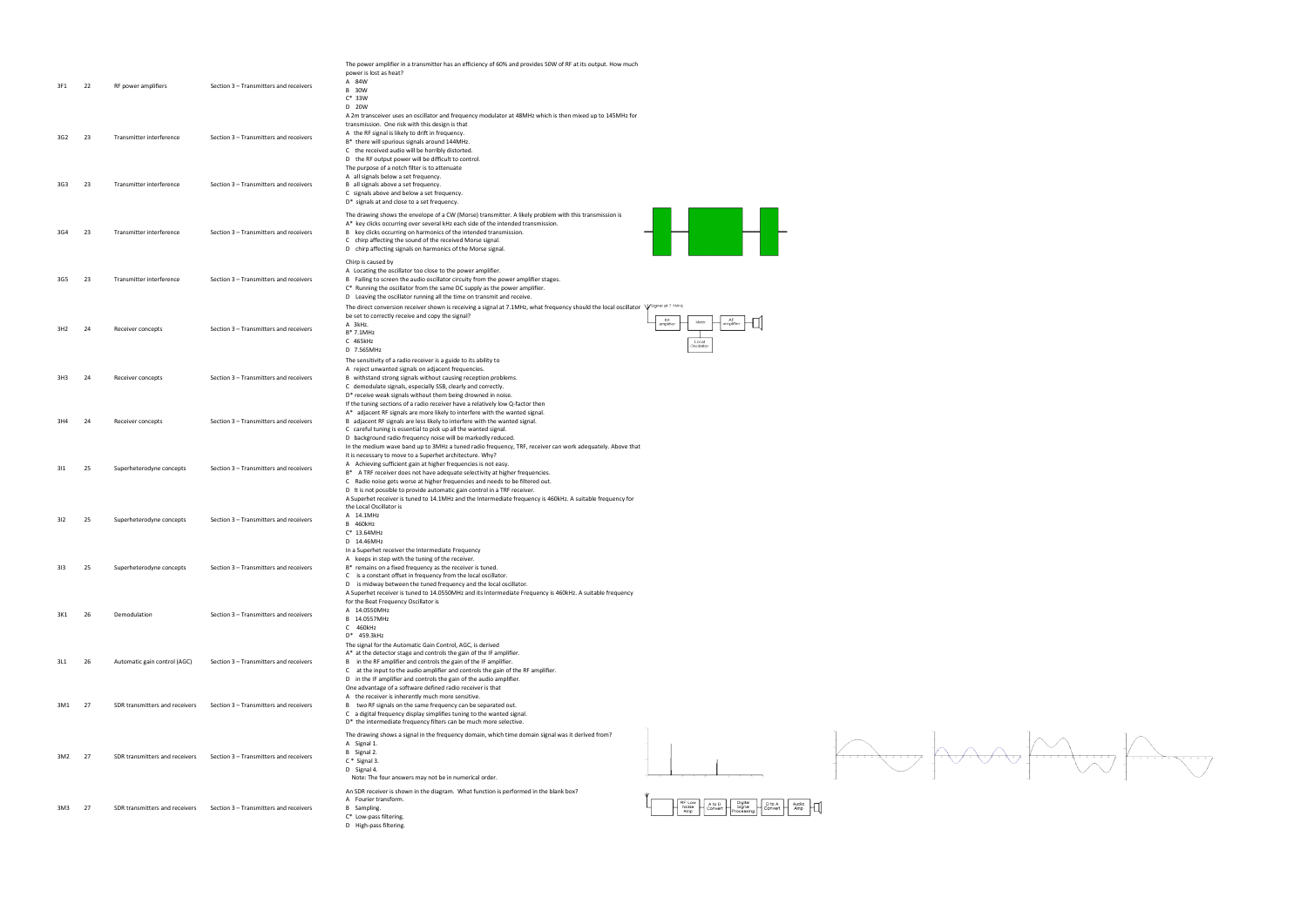| | | | | |
|---|---|---|---|---|
| 3F1 | 22 | RF power amplifiers | Section 3 – Transmitters and receivers | The power amplifier in a transmitter has an efficiency of 60% and provides 50W of RF at its output. How much power is lost as heat?<br>A 84W<br>B 30W<br>C* 33W<br>D 20W |
| 3G2 | 23 | Transmitter interference | Section 3 – Transmitters and receivers | A 2m transceiver uses an oscillator and frequency modulator at 48MHz which is then mixed up to 145MHz for transmission. One risk with this design is that<br>A the RF signal is likely to drift in frequency.<br>B* there will spurious signals around 144MHz.<br>C the received audio will be horribly distorted.<br>D the RF output power will be difficult to control. |
| 3G3 | 23 | Transmitter interference | Section 3 – Transmitters and receivers | The purpose of a notch filter is to attenuate<br>A all signals below a set frequency.<br>B all signals above a set frequency.<br>C signals above and below a set frequency.<br>D* signals at and close to a set frequency. |
| 3G4 | 23 | Transmitter interference | Section 3 – Transmitters and receivers | The drawing shows the envelope of a CW (Morse) transmitter. A likely problem with this transmission is<br>A* key clicks occurring over several kHz each side of the intended transmission.<br>B key clicks occurring on harmonics of the intended transmission.<br>C chirp affecting the sound of the received Morse signal.<br>D chirp affecting signals on harmonics of the Morse signal. |
| 3G5 | 23 | Transmitter interference | Section 3 – Transmitters and receivers | Chirp is caused by<br>A Locating the oscillator too close to the power amplifier.<br>B Failing to screen the audio oscillator circuitry from the power amplifier stages.<br>C* Running the oscillator from the same DC supply as the power amplifier.<br>D Leaving the oscillator running all the time on transmit and receive. |
| 3H2 | 24 | Receiver concepts | Section 3 – Transmitters and receivers | The direct conversion receiver shown is receiving a signal at 7.1MHz, what frequency should the local oscillator be set to correctly receive and copy the signal?<br>A 3kHz.<br>B* 7.1MHz<br>C 465kHz<br>D 7.565MHz |
| 3H3 | 24 | Receiver concepts | Section 3 – Transmitters and receivers | The sensitivity of a radio receiver is a guide to its ability to<br>A reject unwanted signals on adjacent frequencies.<br>B withstand strong signals without causing reception problems.<br>C demodulate signals, especially SSB, clearly and correctly.<br>D* receive weak signals without them being drowned in noise. |
| 3H4 | 24 | Receiver concepts | Section 3 – Transmitters and receivers | If the tuning sections of a radio receiver have a relatively low Q-factor then<br>A* adjacent RF signals are more likely to interfere with the wanted signal.<br>B adjacent RF signals are less likely to interfere with the wanted signal.<br>C careful tuning is essential to pick up all the wanted signal.<br>D background radio frequency noise will be markedly reduced. |
| 3I1 | 25 | Superheterodyne concepts | Section 3 – Transmitters and receivers | In the medium wave band up to 3MHz a tuned radio frequency, TRF, receiver can work adequately. Above that it is necessary to move to a Superhet architecture. Why?<br>A Achieving sufficient gain at higher frequencies is not easy.<br>B* A TRF receiver does not have adequate selectivity at higher frequencies.<br>C Radio noise gets worse at higher frequencies and needs to be filtered out.<br>D It is not possible to provide automatic gain control in a TRF receiver. |
| 3I2 | 25 | Superheterodyne concepts | Section 3 – Transmitters and receivers | A Superhet receiver is tuned to 14.1MHz and the Intermediate frequency is 460kHz. A suitable frequency for the Local Oscillator is<br>A 14.1MHz<br>B 460kHz<br>C* 13.64MHz<br>D 14.46MHz |
| 3I3 | 25 | Superheterodyne concepts | Section 3 – Transmitters and receivers | In a Superhet receiver the Intermediate Frequency<br>A keeps in step with the tuning of the receiver.<br>B* remains on a fixed frequency as the receiver is tuned.<br>C is a constant offset in frequency from the local oscillator.<br>D is midway between the tuned frequency and the local oscillator. |
| 3K1 | 26 | Demodulation | Section 3 – Transmitters and receivers | A Superhet receiver is tuned to 14.0550MHz and its Intermediate Frequency is 460kHz. A suitable frequency for the Beat Frequency Oscillator is<br>A 14.0550MHz<br>B 14.0557MHz<br>C 460kHz<br>D* 459.3kHz |
| 3L1 | 26 | Automatic gain control (AGC) | Section 3 – Transmitters and receivers | The signal for the Automatic Gain Control, AGC, is derived<br>A* at the detector stage and controls the gain of the IF amplifier.<br>B in the RF amplifier and controls the gain of the IF amplifier.<br>C at the input to the audio amplifier and controls the gain of the RF amplifier.<br>D in the IF amplifier and controls the gain of the audio amplifier. |
| 3M1 | 27 | SDR transmitters and receivers | Section 3 – Transmitters and receivers | One advantage of a software defined radio receiver is that<br>A the receiver is inherently much more sensitive.<br>B two RF signals on the same frequency can be separated out.<br>C a digital frequency display simplifies tuning to the wanted signal.<br>D* the intermediate frequency filters can be much more selective. |
| 3M2 | 27 | SDR transmitters and receivers | Section 3 – Transmitters and receivers | The drawing shows a signal in the frequency domain, which time domain signal was it derived from?<br>A Signal 1.<br>B Signal 2.<br>C * Signal 3.<br>D Signal 4.<br>Note: The four answers may not be in numerical order. |
| 3M3 | 27 | SDR transmitters and receivers | Section 3 – Transmitters and receivers | An SDR receiver is shown in the diagram. What function is performed in the blank box?<br>A Fourier transform.<br>B Sampling.<br>C* Low-pass filtering.<br>D High-pass filtering. |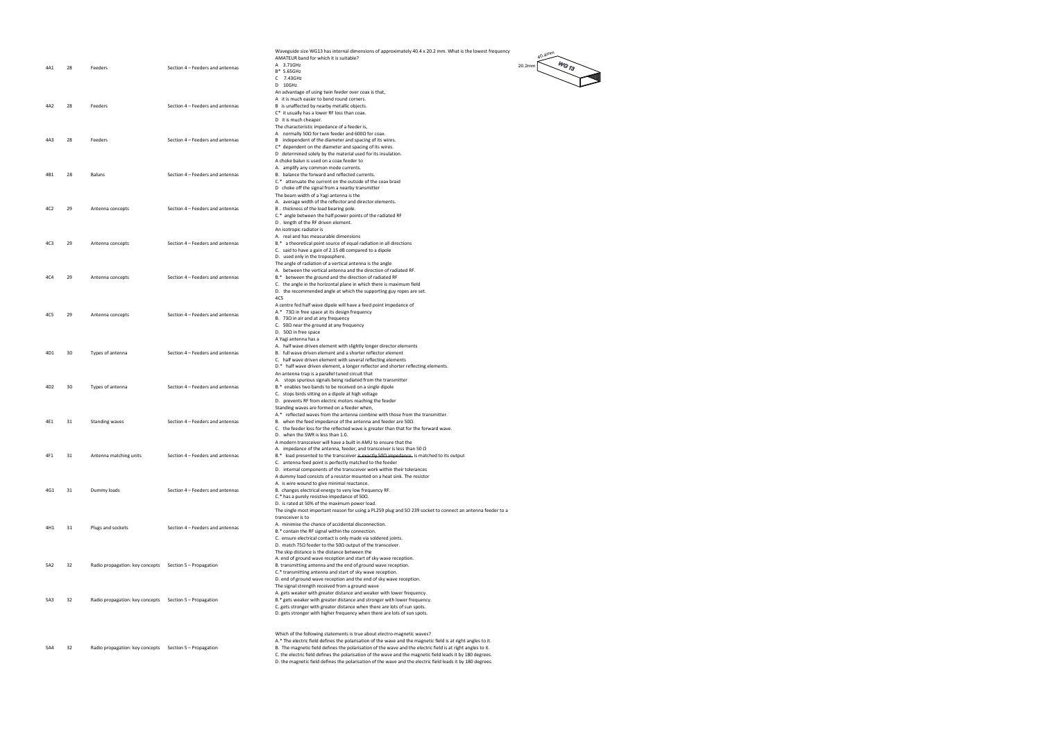| | | | | |
|---|---|---|---|---|
| 4A1 | 28 | Feeders | Section 4 – Feeders and antennas | Waveguide size WG13 has internal dimensions of approximately 40.4 x 20.2 mm. What is the lowest frequency AMATEUR band for which it is suitable?<br>A 3.71GHz<br>B* 5.65GHz<br>C 7.43GHz<br>D 10GHz |
| 4A2 | 28 | Feeders | Section 4 – Feeders and antennas | An advantage of using twin feeder over coax is that,<br>A it is much easier to bend round corners.<br>B is unaffected by nearby metallic objects.<br>C* it usually has a lower RF loss than coax.<br>D it is much cheaper. |
| 4A3 | 28 | Feeders | Section 4 – Feeders and antennas | The characteristic impedance of a feeder is,<br>A normally 50Ω for twin feeder and 600Ω for coax.<br>B independent of the diameter and spacing of its wires.<br>C* dependent on the diameter and spacing of its wires.<br>D determined solely by the material used for its insulation. |
| 4B1 | 28 | Baluns | Section 4 – Feeders and antennas | A choke balun is used on a coax feeder to<br>A. amplify any common mode currents.<br>B. balance the forward and reflected currents.<br>C.* attenuate the current on the outside of the coax braid<br>D choke off the signal from a nearby transmitter |
| 4C2 | 29 | Antenna concepts | Section 4 – Feeders and antennas | The beam width of a Yagi antenna is the<br>A. average width of the reflector and director elements.<br>B . thickness of the load bearing pole.<br>C.* angle between the half power points of the radiated RF<br>D . length of the RF driven element. |
| 4C3 | 29 | Antenna concepts | Section 4 – Feeders and antennas | An isotropic radiator is<br>A. real and has measurable dimensions<br>B.* a theoretical point source of equal radiation in all directions<br>C. said to have a gain of 2.15 dB compared to a dipole<br>D. used only in the troposphere. |
| 4C4 | 29 | Antenna concepts | Section 4 – Feeders and antennas | The angle of radiation of a vertical antenna is the angle<br>A. between the vertical antenna and the direction of radiated RF.<br>B.* between the ground and the direction of radiated RF<br>C. the angle in the horizontal plane in which there is maximum field<br>D. the recommended angle at which the supporting guy ropes are set. |
| 4C5 | 29 | Antenna concepts | Section 4 – Feeders and antennas | 4C5<br>A centre fed half wave dipole will have a feed point impedance of<br>A.* 73Ω in free space at its design frequency<br>B. 73Ω in air and at any frequency<br>C. 50Ω near the ground at any frequency<br>D. 50Ω in free space |
| 4D1 | 30 | Types of antenna | Section 4 – Feeders and antennas | A Yagi antenna has a<br>A. half wave driven element with slightly longer director elements<br>B. full wave driven element and a shorter reflector element<br>C. half wave driven element with several reflecting elements<br>D.* half wave driven element, a longer reflector and shorter reflecting elements. |
| 4D2 | 30 | Types of antenna | Section 4 – Feeders and antennas | An antenna trap is a parallel tuned circuit that<br>A. stops spurious signals being radiated from the transmitter<br>B.* enables two bands to be received on a single dipole<br>C. stops birds sitting on a dipole at high voltage<br>D. prevents RF from electric motors reaching the feeder |
| 4E1 | 31 | Standing waves | Section 4 – Feeders and antennas | Standing waves are formed on a feeder when,<br>A.* reflected waves from the antenna combine with those from the transmitter.<br>B. when the feed impedance of the antenna and feeder are 50Ω.<br>C. the feeder loss for the reflected wave is greater than that for the forward wave.<br>D. when the SWR is less than 1.0. |
| 4F1 | 31 | Antenna matching units | Section 4 – Feeders and antennas | A modern transceiver will have a built in AMU to ensure that the<br>A. impedance of the antenna, feeder, and transceiver is less than 50 Ω<br>B.* load presented to the transceiver is exactly 50Ω impedance. is matched to its output<br>C. antenna feed point is perfectly matched to the feeder<br>D. internal components of the transceiver work within their tolerances |
| 4G1 | 31 | Dummy loads | Section 4 – Feeders and antennas | A dummy load consists of a resistor mounted on a heat sink. The resistor<br>A. is wire wound to give minimal reactance.<br>B. changes electrical energy to very low frequency RF.<br>C.* has a purely resistive impedance of 50Ω.<br>D. is rated at 50% of the maximum power load. |
| 4H1 | 31 | Plugs and sockets | Section 4 – Feeders and antennas | The single most important reason for using a PL259 plug and SO 239 socket to connect an antenna feeder to a transceiver is to<br>A. minimise the chance of accidental disconnection.<br>B.* contain the RF signal within the connection.<br>C. ensure electrical contact is only made via soldered joints.<br>D. match 75Ω feeder to the 50Ω output of the transceiver. |
| 5A2 | 32 | Radio propagation: key concepts | Section 5 – Propagation | The skip distance is the distance between the<br>A. end of ground wave reception and start of sky wave reception.<br>B. transmitting antenna and the end of ground wave reception.<br>C.* transmitting antenna and start of sky wave reception.<br>D. end of ground wave reception and the end of sky wave reception. |
| 5A3 | 32 | Radio propagation: key concepts | Section 5 – Propagation | The signal strength received from a ground wave<br>A. gets weaker with greater distance and weaker with lower frequency.<br>B.* gets weaker with greater distance and stronger with lower frequency.<br>C. gets stronger with greater distance when there are lots of sun spots.<br>D. gets stronger with higher frequency when there are lots of sun spots. |
| 5A4 | 32 | Radio propagation: key concepts | Section 5 – Propagation | Which of the following statements is true about electro-magnetic waves?<br>A.* The electric field defines the polarisation of the wave and the magnetic field is at right angles to it.<br>B. The magnetic field defines the polarisation of the wave and the electric field is at right angles to it.<br>C. the electric field defines the polarisation of the wave and the magnetic field leads it by 180 degrees.<br>D. the magnetic field defines the polarisation of the wave and the electric field leads it by 180 degrees. |

40.4mm
20.2mm
WG 13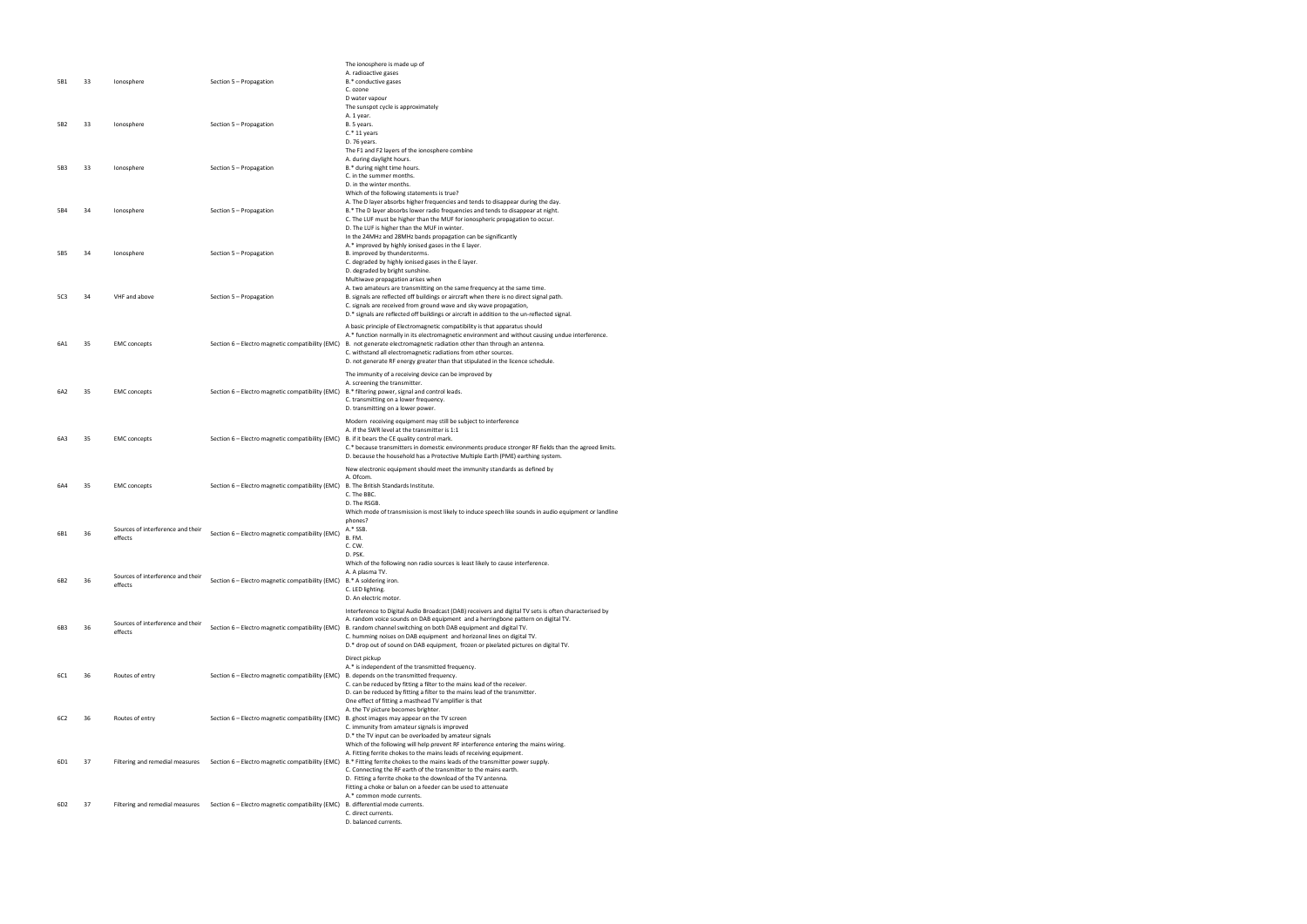| | | | | |
|---|---|---|---|---|
| 5B1 | 33 | Ionosphere | Section 5 – Propagation | The ionosphere is made up of<br>A. radioactive gases<br>B.* conductive gases<br>C. ozone<br>D water vapour |
| 5B2 | 33 | Ionosphere | Section 5 – Propagation | The sunspot cycle is approximately<br>A. 1 year.<br>B. 5 years.<br>C.* 11 years<br>D. 76 years. |
| 5B3 | 33 | Ionosphere | Section 5 – Propagation | The F1 and F2 layers of the ionosphere combine<br>A. during daylight hours.<br>B.* during night time hours.<br>C. in the summer months.<br>D. in the winter months. |
| 5B4 | 34 | Ionosphere | Section 5 – Propagation | Which of the following statements is true?<br>A. The D layer absorbs higher frequencies and tends to disappear during the day.<br>B.* The D layer absorbs lower radio frequencies and tends to disappear at night.<br>C. The LUF must be higher than the MUF for ionospheric propagation to occur.<br>D. The LUF is higher than the MUF in winter. |
| 5B5 | 34 | Ionosphere | Section 5 – Propagation | In the 24MHz and 28MHz bands propagation can be significantly<br>A.* improved by highly ionised gases in the E layer.<br>B. improved by thunderstorms.<br>C. degraded by highly ionised gases in the E layer.<br>D. degraded by bright sunshine. |
| 5C3 | 34 | VHF and above | Section 5 – Propagation | Multiwave propagation arises when<br>A. two amateurs are transmitting on the same frequency at the same time.<br>B. signals are reflected off buildings or aircraft when there is no direct signal path.<br>C. signals are received from ground wave and sky wave propagation,<br>D.* signals are reflected off buildings or aircraft in addition to the un-reflected signal. |
| 6A1 | 35 | EMC concepts | Section 6 – Electro magnetic compatibility (EMC) | A basic principle of Electromagnetic compatibility is that apparatus should<br>A.* function normally in its electromagnetic environment and without causing undue interference.<br>B. not generate electromagnetic radiation other than through an antenna.<br>C. withstand all electromagnetic radiations from other sources.<br>D. not generate RF energy greater than that stipulated in the licence schedule. |
| 6A2 | 35 | EMC concepts | Section 6 – Electro magnetic compatibility (EMC) | The immunity of a receiving device can be improved by<br>A. screening the transmitter.<br>B.* filtering power, signal and control leads.<br>C. transmitting on a lower frequency.<br>D. transmitting on a lower power. |
| 6A3 | 35 | EMC concepts | Section 6 – Electro magnetic compatibility (EMC) | Modern receiving equipment may still be subject to interference<br>A. if the SWR level at the transmitter is 1:1<br>B. if it bears the CE quality control mark.<br>C.* because transmitters in domestic environments produce stronger RF fields than the agreed limits.<br>D. because the household has a Protective Multiple Earth (PME) earthing system. |
| 6A4 | 35 | EMC concepts | Section 6 – Electro magnetic compatibility (EMC) | New electronic equipment should meet the immunity standards as defined by<br>A. Ofcom.<br>B. The British Standards Institute.<br>C. The BBC.<br>D. The RSGB. |
| 6B1 | 36 | Sources of interference and their effects | Section 6 – Electro magnetic compatibility (EMC) | Which mode of transmission is most likely to induce speech like sounds in audio equipment or landline phones?<br>A.* SSB.<br>B. FM.<br>C. CW.<br>D. PSK. |
| 6B2 | 36 | Sources of interference and their effects | Section 6 – Electro magnetic compatibility (EMC) | Which of the following non radio sources is least likely to cause interference.<br>A. A plasma TV.<br>B.* A soldering iron.<br>C. LED lighting.<br>D. An electric motor. |
| 6B3 | 36 | Sources of interference and their effects | Section 6 – Electro magnetic compatibility (EMC) | Interference to Digital Audio Broadcast (DAB) receivers and digital TV sets is often characterised by<br>A. random voice sounds on DAB equipment and a herringbone pattern on digital TV.<br>B. random channel switching on both DAB equipment and digital TV.<br>C. humming noises on DAB equipment and horizonal lines on digital TV.<br>D.* drop out of sound on DAB equipment, frozen or pixelated pictures on digital TV. |
| 6C1 | 36 | Routes of entry | Section 6 – Electro magnetic compatibility (EMC) | Direct pickup<br>A.* is independent of the transmitted frequency.<br>B. depends on the transmitted frequency.<br>C. can be reduced by fitting a filter to the mains lead of the receiver.<br>D. can be reduced by fitting a filter to the mains lead of the transmitter. |
| 6C2 | 36 | Routes of entry | Section 6 – Electro magnetic compatibility (EMC) | One effect of fitting a masthead TV amplifier is that<br>A. the TV picture becomes brighter.<br>B. ghost images may appear on the TV screen<br>C. immunity from amateur signals is improved<br>D.* the TV input can be overloaded by amateur signals |
| 6D1 | 37 | Filtering and remedial measures | Section 6 – Electro magnetic compatibility (EMC) | Which of the following will help prevent RF interference entering the mains wiring.<br>A. Fitting ferrite chokes to the mains leads of receiving equipment.<br>B.* Fitting ferrite chokes to the mains leads of the transmitter power supply.<br>C. Connecting the RF earth of the transmitter to the mains earth.<br>D. Fitting a ferrite choke to the download of the TV antenna. |
| 6D2 | 37 | Filtering and remedial measures | Section 6 – Electro magnetic compatibility (EMC) | Fitting a choke or balun on a feeder can be used to attenuate<br>A.* common mode currents.<br>B. differential mode currents.<br>C. direct currents.<br>D. balanced currents. |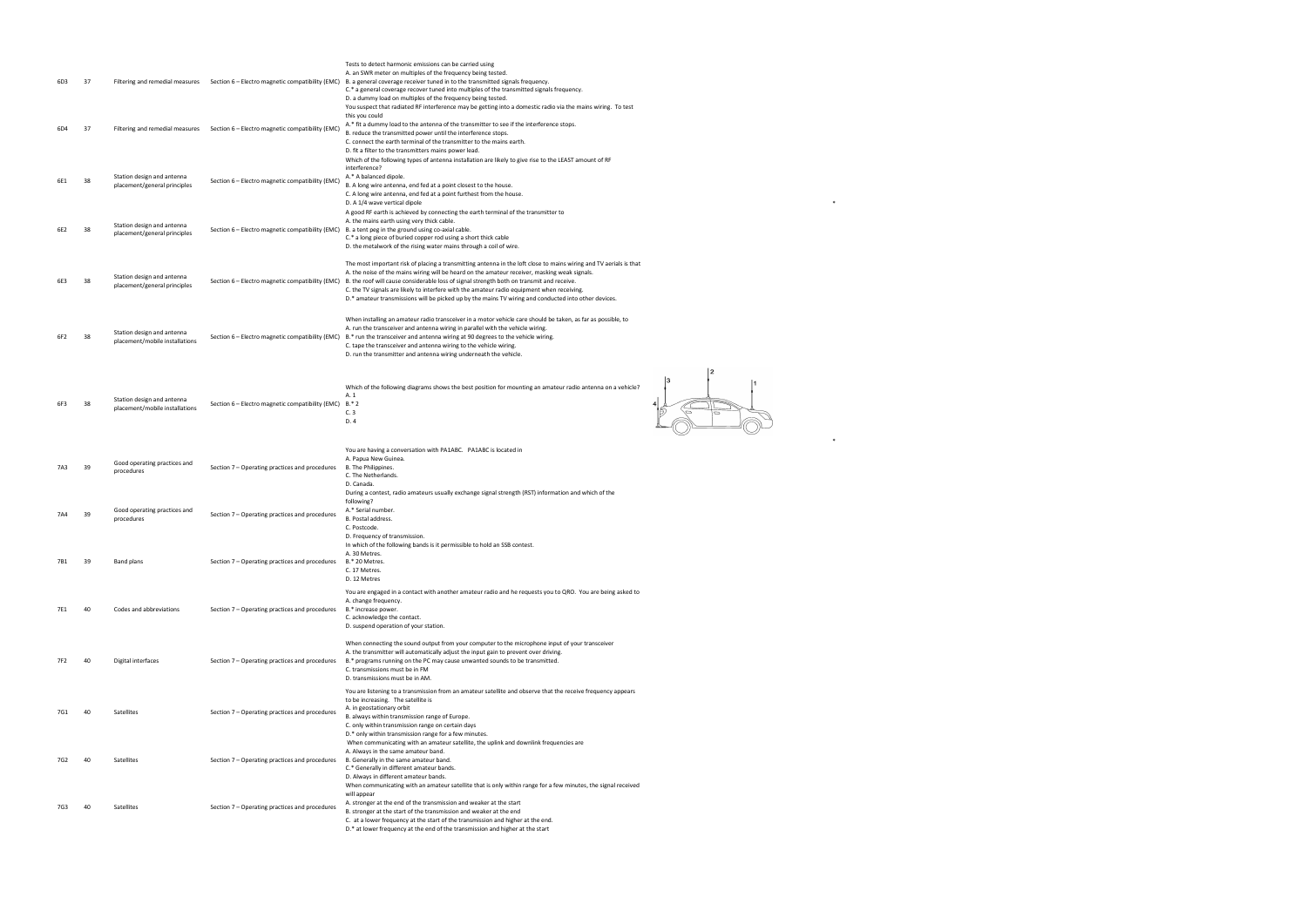| | | | | |
|---|---|---|---|---|
| 6D3 | 37 | Filtering and remedial measures | Section 6 – Electro magnetic compatibility (EMC) | Tests to detect harmonic emissions can be carried using<br>A. an SWR meter on multiples of the frequency being tested.<br>B. a general coverage receiver tuned in to the transmitted signals frequency.<br>C.* a general coverage recover tuned into multiples of the transmitted signals frequency.<br>D. a dummy load on multiples of the frequency being tested. |
| 6D4 | 37 | Filtering and remedial measures | Section 6 – Electro magnetic compatibility (EMC) | You suspect that radiated RF interference may be getting into a domestic radio via the mains wiring. To test this you could<br>A.* fit a dummy load to the antenna of the transmitter to see if the interference stops.<br>B. reduce the transmitted power until the interference stops.<br>C. connect the earth terminal of the transmitter to the mains earth.<br>D. fit a filter to the transmitters mains power lead. |
| 6E1 | 38 | Station design and antenna placement/general principles | Section 6 – Electro magnetic compatibility (EMC) | Which of the following types of antenna installation are likely to give rise to the LEAST amount of RF interference?<br>A.* A balanced dipole.<br>B. A long wire antenna, end fed at a point closest to the house.<br>C. A long wire antenna, end fed at a point furthest from the house.<br>D. A 1/4 wave vertical dipole |
| 6E2 | 38 | Station design and antenna placement/general principles | Section 6 – Electro magnetic compatibility (EMC) | A good RF earth is achieved by connecting the earth terminal of the transmitter to<br>A. the mains earth using very thick cable.<br>B. a tent peg in the ground using co-axial cable.<br>C.* a long piece of buried copper rod using a short thick cable<br>D. the metalwork of the rising water mains through a coil of wire. |
| 6E3 | 38 | Station design and antenna placement/general principles | Section 6 – Electro magnetic compatibility (EMC) | The most important risk of placing a transmitting antenna in the loft close to mains wiring and TV aerials is that<br>A. the noise of the mains wiring will be heard on the amateur receiver, masking weak signals.<br>B. the roof will cause considerable loss of signal strength both on transmit and receive.<br>C. the TV signals are likely to interfere with the amateur radio equipment when receiving.<br>D.* amateur transmissions will be picked up by the mains TV wiring and conducted into other devices. |
| 6F2 | 38 | Station design and antenna placement/mobile installations | Section 6 – Electro magnetic compatibility (EMC) | When installing an amateur radio transceiver in a motor vehicle care should be taken, as far as possible, to<br>A. run the transceiver and antenna wiring in parallel with the vehicle wiring.<br>B.* run the transceiver and antenna wiring at 90 degrees to the vehicle wiring.<br>C. tape the transceiver and antenna wiring to the vehicle wiring.<br>D. run the transmitter and antenna wiring underneath the vehicle. |
| 6F3 | 38 | Station design and antenna placement/mobile installations | Section 6 – Electro magnetic compatibility (EMC) | Which of the following diagrams shows the best position for mounting an amateur radio antenna on a vehicle?<br>A. 1<br>B.* 2<br>C. 3<br>D. 4 |
| 7A3 | 39 | Good operating practices and procedures | Section 7 – Operating practices and procedures | You are having a conversation with PA1ABC. PA1ABC is located in<br>A. Papua New Guinea.<br>B. The Philippines.<br>C. The Netherlands.<br>D. Canada. |
| 7A4 | 39 | Good operating practices and procedures | Section 7 – Operating practices and procedures | During a contest, radio amateurs usually exchange signal strength (RST) information and which of the following?<br>A.* Serial number.<br>B. Postal address.<br>C. Postcode.<br>D. Frequency of transmission. |
| 7B1 | 39 | Band plans | Section 7 – Operating practices and procedures | In which of the following bands is it permissible to hold an SSB contest.<br>A. 30 Metres.<br>B.* 20 Metres.<br>C. 17 Metres.<br>D. 12 Metres |
| 7E1 | 40 | Codes and abbreviations | Section 7 – Operating practices and procedures | You are engaged in a contact with another amateur radio and he requests you to QRO. You are being asked to<br>A. change frequency.<br>B.* increase power.<br>C. acknowledge the contact.<br>D. suspend operation of your station. |
| 7F2 | 40 | Digital interfaces | Section 7 – Operating practices and procedures | When connecting the sound output from your computer to the microphone input of your transceiver<br>A. the transmitter will automatically adjust the input gain to prevent over driving.<br>B.* programs running on the PC may cause unwanted sounds to be transmitted.<br>C. transmissions must be in FM<br>D. transmissions must be in AM. |
| 7G1 | 40 | Satellites | Section 7 – Operating practices and procedures | You are listening to a transmission from an amateur satellite and observe that the receive frequency appears to be increasing. The satellite is<br>A. in geostationary orbit<br>B. always within transmission range of Europe.<br>C. only within transmission range on certain days<br>D.* only within transmission range for a few minutes. |
| 7G2 | 40 | Satellites | Section 7 – Operating practices and procedures | When communicating with an amateur satellite, the uplink and downlink frequencies are<br>A. Always in the same amateur band.<br>B. Generally in the same amateur band.<br>C.* Generally in different amateur bands.<br>D. Always in different amateur bands. |
| 7G3 | 40 | Satellites | Section 7 – Operating practices and procedures | When communicating with an amateur satellite that is only within range for a few minutes, the signal received will appear<br>A. stronger at the end of the transmission and weaker at the start<br>B. stronger at the start of the transmission and weaker at the end<br>C. at a lower frequency at the start of the transmission and higher at the end.<br>D.* at lower frequency at the end of the transmission and higher at the start |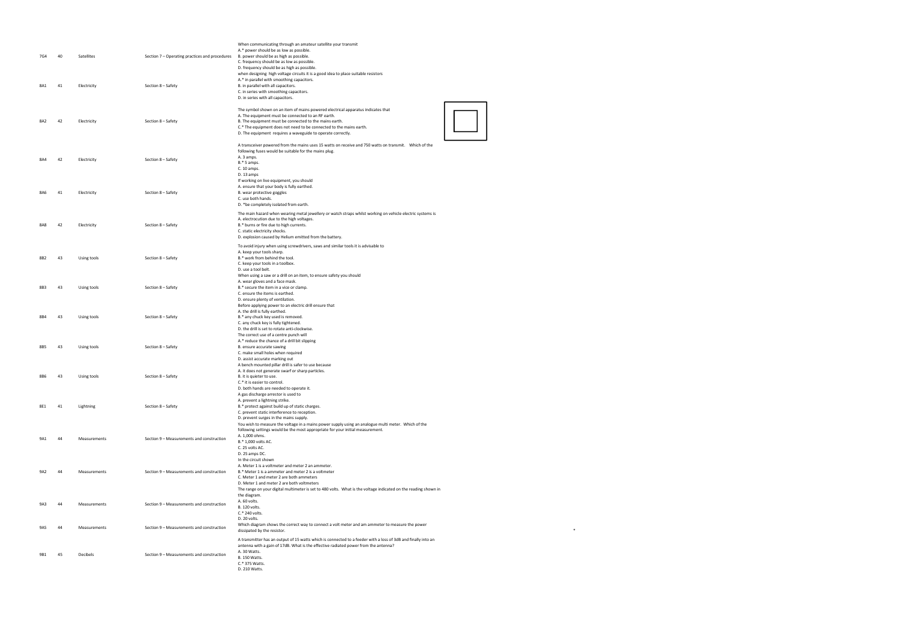| | | | | |
|---|---|---|---|---|
| 7G4 | 40 | Satellites | Section 7 – Operating practices and procedures | When communicating through an amateur satellite your transmit<br>A.* power should be as low as possible.<br>B. power should be as high as possible.<br>C. frequency should be as low as possible.<br>D. frequency should be as high as possible. |
| 8A1 | 41 | Electricity | Section 8 – Safety | when designing high voltage circuits it is a good idea to place suitable resistors<br>A.* in parallel with smoothing capacitors.<br>B. in parallel with all capacitors.<br>C. in series with smoothing capacitors.<br>D. in series with all capacitors. |
| 8A2 | 42 | Electricity | Section 8 – Safety | The symbol shown on an item of mains powered electrical apparatus indicates that<br>A. The equipment must be connected to an RF earth.<br>B. The equipment must be connected to the mains earth.<br>C.* The equipment does not need to be connected to the mains earth.<br>D. The equipment requires a waveguide to operate correctly. |
| 8A4 | 42 | Electricity | Section 8 – Safety | A transceiver powered from the mains uses 15 watts on receive and 750 watts on transmit. Which of the following fuses would be suitable for the mains plug.<br>A. 3 amps.<br>B.* 5 amps.<br>C. 10 amps.<br>D. 13 amps |
| 8A6 | 41 | Electricity | Section 8 – Safety | If working on live equipment, you should<br>A. ensure that your body is fully earthed.<br>B. wear protective goggles<br>C. use both hands.<br>D. *be completely isolated from earth. |
| 8A8 | 42 | Electricity | Section 8 – Safety | The main hazard when wearing metal jewellery or watch straps whilst working on vehicle electric systems is<br>A. electrocution due to the high voltages.<br>B.* burns or fire due to high currents.<br>C. static electricity shocks.<br>D. explosion caused by Helium emitted from the battery. |
| 8B2 | 43 | Using tools | Section 8 – Safety | To avoid injury when using screwdrivers, saws and similar tools it is advisable to<br>A. keep your tools sharp.<br>B.* work from behind the tool.<br>C. keep your tools in a toolbox.<br>D. use a tool belt. |
| 8B3 | 43 | Using tools | Section 8 – Safety | When using a saw or a drill on an item, to ensure safety you should<br>A. wear gloves and a face mask.<br>B.* secure the item in a vice or clamp.<br>C. ensure the items is earthed.<br>D. ensure plenty of ventilation. |
| 8B4 | 43 | Using tools | Section 8 – Safety | Before applying power to an electric drill ensure that<br>A. the drill is fully earthed.<br>B.* any chuck key used is removed.<br>C. any chuck key is fully tightened.<br>D. the drill is set to rotate anti-clockwise. |
| 8B5 | 43 | Using tools | Section 8 – Safety | The correct use of a centre punch will<br>A.* reduce the chance of a drill bit slipping<br>B. ensure accurate sawing<br>C. make small holes when required<br>D. assist accurate marking out |
| 8B6 | 43 | Using tools | Section 8 – Safety | A bench mounted pillar drill is safer to use because<br>A. it does not generate swarf or sharp particles.<br>B. it is quieter to use.<br>C.* it is easier to control.<br>D. both hands are needed to operate it. |
| 8E1 | 41 | Lightning | Section 8 – Safety | A gas discharge arrestor is used to<br>A. prevent a lightning strike.<br>B.* protect against build up of static charges.<br>C. prevent static interference to reception.<br>D. prevent surges in the mains supply. |
| 9A1 | 44 | Measurements | Section 9 – Measurements and construction | You wish to measure the voltage in a mains power supply using an analogue multi meter. Which of the following settings would be the most appropriate for your initial measurement.<br>A. 1,000 ohms.<br>B.* 1,000 volts AC.<br>C. 25 volts AC.<br>D. 25 amps DC. |
| 9A2 | 44 | Measurements | Section 9 – Measurements and construction | In the circuit shown<br>A. Meter 1 is a voltmeter and meter 2 an ammeter.<br>B.* Meter 1 is a ammeter and meter 2 is a voltmeter<br>C. Meter 1 and meter 2 are both ammeters<br>D. Meter 1 and meter 2 are both voltmeters |
| 9A3 | 44 | Measurements | Section 9 – Measurements and construction | The range on your digital multimeter is set to 480 volts. What is the voltage indicated on the reading shown in the diagram.<br>A. 60 volts.<br>B. 120 volts.<br>C.* 240 volts.<br>D. 20 volts. |
| 9A5 | 44 | Measurements | Section 9 – Measurements and construction | Which diagram shows the correct way to connect a volt meter and am ammeter to measure the power dissipated by the resistor. |
| 9B1 | 45 | Decibels | Section 9 – Measurements and construction | A transmitter has an output of 15 watts which is connected to a feeder with a loss of 3dB and finally into an antenna with a gain of 17dB. What is the effective radiated power from the antenna?<br>A. 30 Watts.<br>B. 150 Watts.<br>C.* 375 Watts.<br>D. 210 Watts. |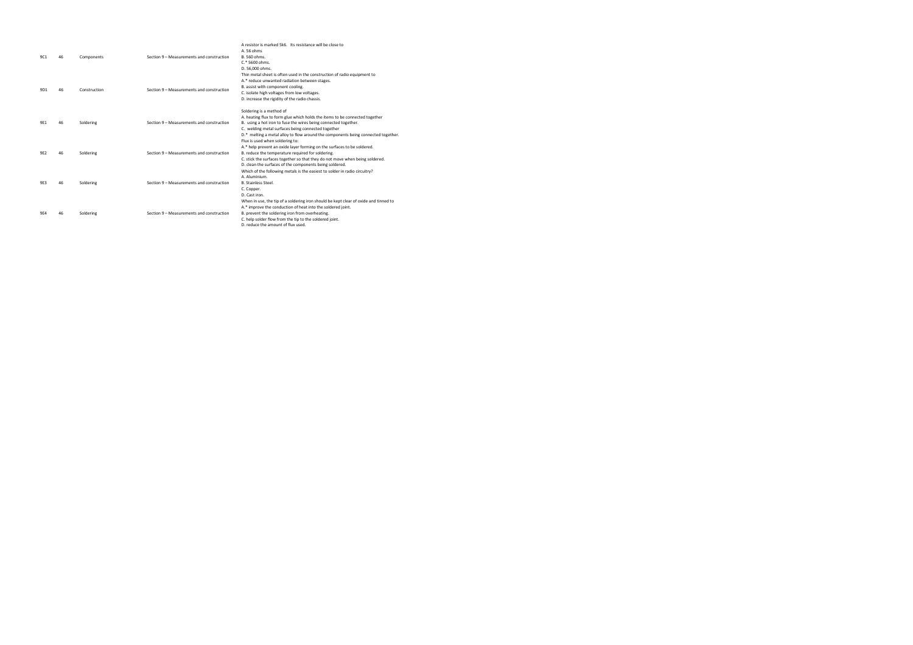| | | | | |
|---|---|---|---|---|
| 9C1 | 46 | Components | Section 9 – Measurements and construction | A resistor is marked 5k6. Its resistance will be close to<br>A. 56 ohms<br>B. 560 ohms.<br>C.* 5600 ohms.<br>D. 56,000 ohms. |
| 9D1 | 46 | Construction | Section 9 – Measurements and construction | Thin metal sheet is often used in the construction of radio equipment to<br>A.* reduce unwanted radiation between stages.<br>B. assist with component cooling.<br>C. isolate high voltages from low voltages.<br>D. increase the rigidity of the radio chassis. |
| 9E1 | 46 | Soldering | Section 9 – Measurements and construction | Soldering is a method of<br>A. heating flux to form glue which holds the items to be connected together<br>B. using a hot iron to fuse the wires being connected together.<br>C. welding metal surfaces being connected together<br>D.* melting a metal alloy to flow around the components being connected together. |
| 9E2 | 46 | Soldering | Section 9 – Measurements and construction | Flux is used when soldering to:<br>A.* help prevent an oxide layer forming on the surfaces to be soldered.<br>B. reduce the temperature required for soldering.<br>C. stick the surfaces together so that they do not move when being soldered.<br>D. clean the surfaces of the components being soldered. |
| 9E3 | 46 | Soldering | Section 9 – Measurements and construction | Which of the following metals is the easiest to solder in radio circuitry?<br>A. Aluminium.<br>B. Stainless Steel.<br>C. Copper.<br>D. Cast iron. |
| 9E4 | 46 | Soldering | Section 9 – Measurements and construction | When in use, the tip of a soldering iron should be kept clear of oxide and tinned to<br>A.* improve the conduction of heat into the soldered joint.<br>B. prevent the soldering iron from overheating.<br>C. help solder flow from the tip to the soldered joint.<br>D. reduce the amount of flux used. |